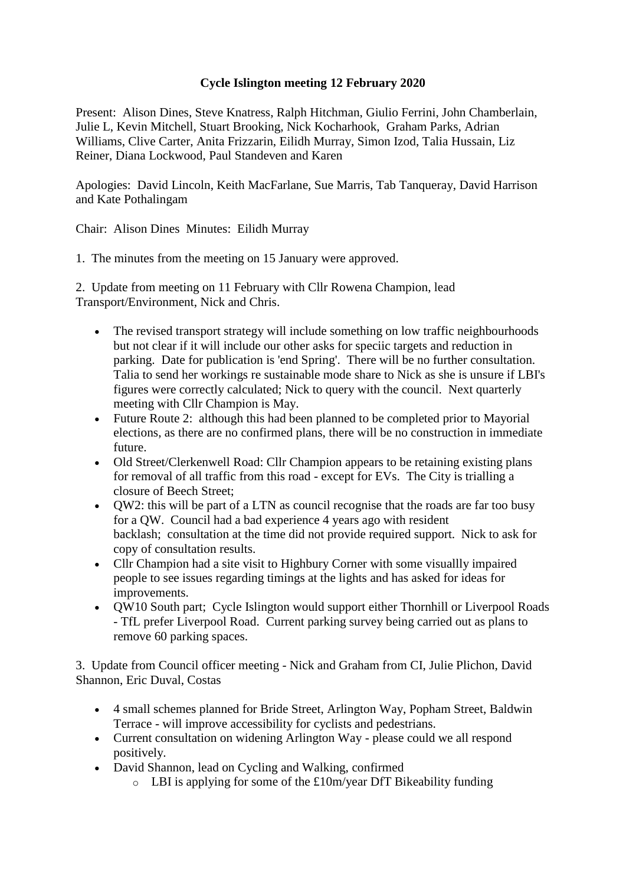**Cycle Islington meeting 12 February 2020**

Present: Alison Dines, Steve Knatress, Ralph Hitchman, Giulio Ferrini, John Chamberlain, Julie L, Kevin Mitchell, Stuart Brooking, Nick Kocharhook, Graham Parks, Adrian Williams, Clive Carter, Anita Frizzarin, Eilidh Murray, Simon Izod, Talia Hussain, Liz Reiner, Diana Lockwood, Paul Standeven and Karen

Apologies: David Lincoln, Keith MacFarlane, Sue Marris, Tab Tanqueray, David Harrison and Kate Pothalingam

Chair: Alison Dines Minutes: Eilidh Murray

1. The minutes from the meeting on 15 January were approved.

2. Update from meeting on 11 February with Cllr Rowena Champion, lead Transport/Environment, Nick and Chris.

- The revised transport strategy will include something on low traffic neighbourhoods but not clear if it will include our other asks for speciic targets and reduction in parking. Date for publication is 'end Spring'. There will be no further consultation. Talia to send her workings re sustainable mode share to Nick as she is unsure if LBI's figures were correctly calculated; Nick to query with the council. Next quarterly meeting with Cllr Champion is May.
- Future Route 2: although this had been planned to be completed prior to Mayorial elections, as there are no confirmed plans, there will be no construction in immediate future.
- Old Street/Clerkenwell Road: Cllr Champion appears to be retaining existing plans for removal of all traffic from this road - except for EVs. The City is trialling a closure of Beech Street;
- QW2: this will be part of a LTN as council recognise that the roads are far too busy for a QW. Council had a bad experience 4 years ago with resident backlash; consultation at the time did not provide required support. Nick to ask for copy of consultation results.
- Cllr Champion had a site visit to Highbury Corner with some visuallly impaired people to see issues regarding timings at the lights and has asked for ideas for improvements.
- QW10 South part; Cycle Islington would support either Thornhill or Liverpool Roads - TfL prefer Liverpool Road. Current parking survey being carried out as plans to remove 60 parking spaces.

3. Update from Council officer meeting - Nick and Graham from CI, Julie Plichon, David Shannon, Eric Duval, Costas

- 4 small schemes planned for Bride Street, Arlington Way, Popham Street, Baldwin Terrace - will improve accessibility for cyclists and pedestrians.
- Current consultation on widening Arlington Way - please could we all respond positively.
- David Shannon, lead on Cycling and Walking, confirmed
    - LBI is applying for some of the £10m/year DfT Bikeability funding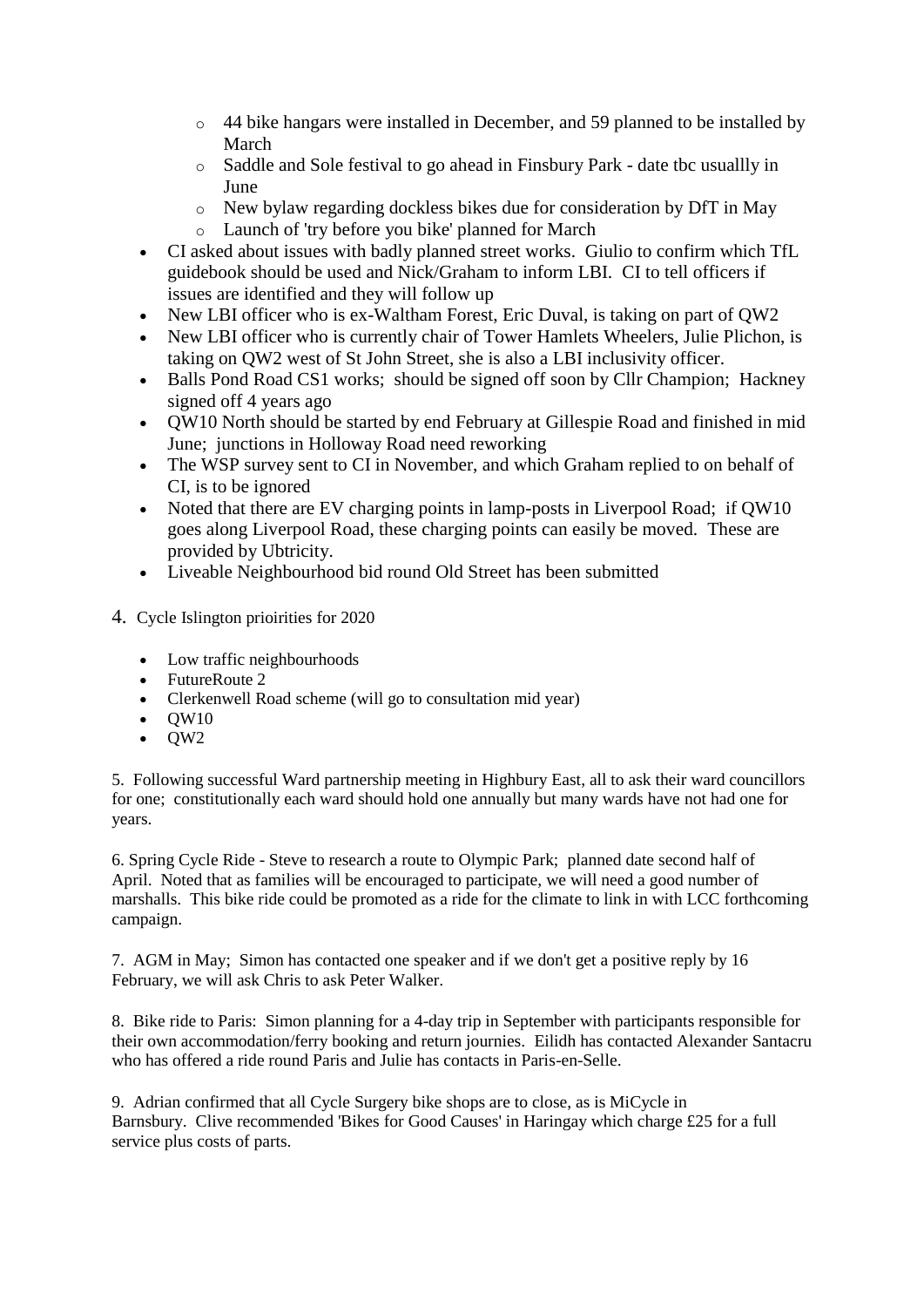- 44 bike hangars were installed in December, and 59 planned to be installed by March
    - Saddle and Sole festival to go ahead in Finsbury Park - date tbc usuallly in June
    - New bylaw regarding dockless bikes due for consideration by DfT in May
    - Launch of 'try before you bike' planned for March
- CI asked about issues with badly planned street works. Giulio to confirm which TfL guidebook should be used and Nick/Graham to inform LBI. CI to tell officers if issues are identified and they will follow up
- New LBI officer who is ex-Waltham Forest, Eric Duval, is taking on part of QW2
- New LBI officer who is currently chair of Tower Hamlets Wheelers, Julie Plichon, is taking on QW2 west of St John Street, she is also a LBI inclusivity officer.
- Balls Pond Road CS1 works; should be signed off soon by Cllr Champion; Hackney signed off 4 years ago
- QW10 North should be started by end February at Gillespie Road and finished in mid June; junctions in Holloway Road need reworking
- The WSP survey sent to CI in November, and which Graham replied to on behalf of CI, is to be ignored
- Noted that there are EV charging points in lamp-posts in Liverpool Road; if QW10 goes along Liverpool Road, these charging points can easily be moved. These are provided by Ubtricity.
- Liveable Neighbourhood bid round Old Street has been submitted

4. Cycle Islington prioirities for 2020

- Low traffic neighbourhoods
- FutureRoute 2
- Clerkenwell Road scheme (will go to consultation mid year)
- QW10
- QW2

5. Following successful Ward partnership meeting in Highbury East, all to ask their ward councillors for one; constitutionally each ward should hold one annually but many wards have not had one for years.

6. Spring Cycle Ride - Steve to research a route to Olympic Park; planned date second half of April. Noted that as families will be encouraged to participate, we will need a good number of marshalls. This bike ride could be promoted as a ride for the climate to link in with LCC forthcoming campaign.

7. AGM in May; Simon has contacted one speaker and if we don't get a positive reply by 16 February, we will ask Chris to ask Peter Walker.

8. Bike ride to Paris: Simon planning for a 4-day trip in September with participants responsible for their own accommodation/ferry booking and return journies. Eilidh has contacted Alexander Santacru who has offered a ride round Paris and Julie has contacts in Paris-en-Selle.

9. Adrian confirmed that all Cycle Surgery bike shops are to close, as is MiCycle in Barnsbury. Clive recommended 'Bikes for Good Causes' in Haringay which charge £25 for a full service plus costs of parts.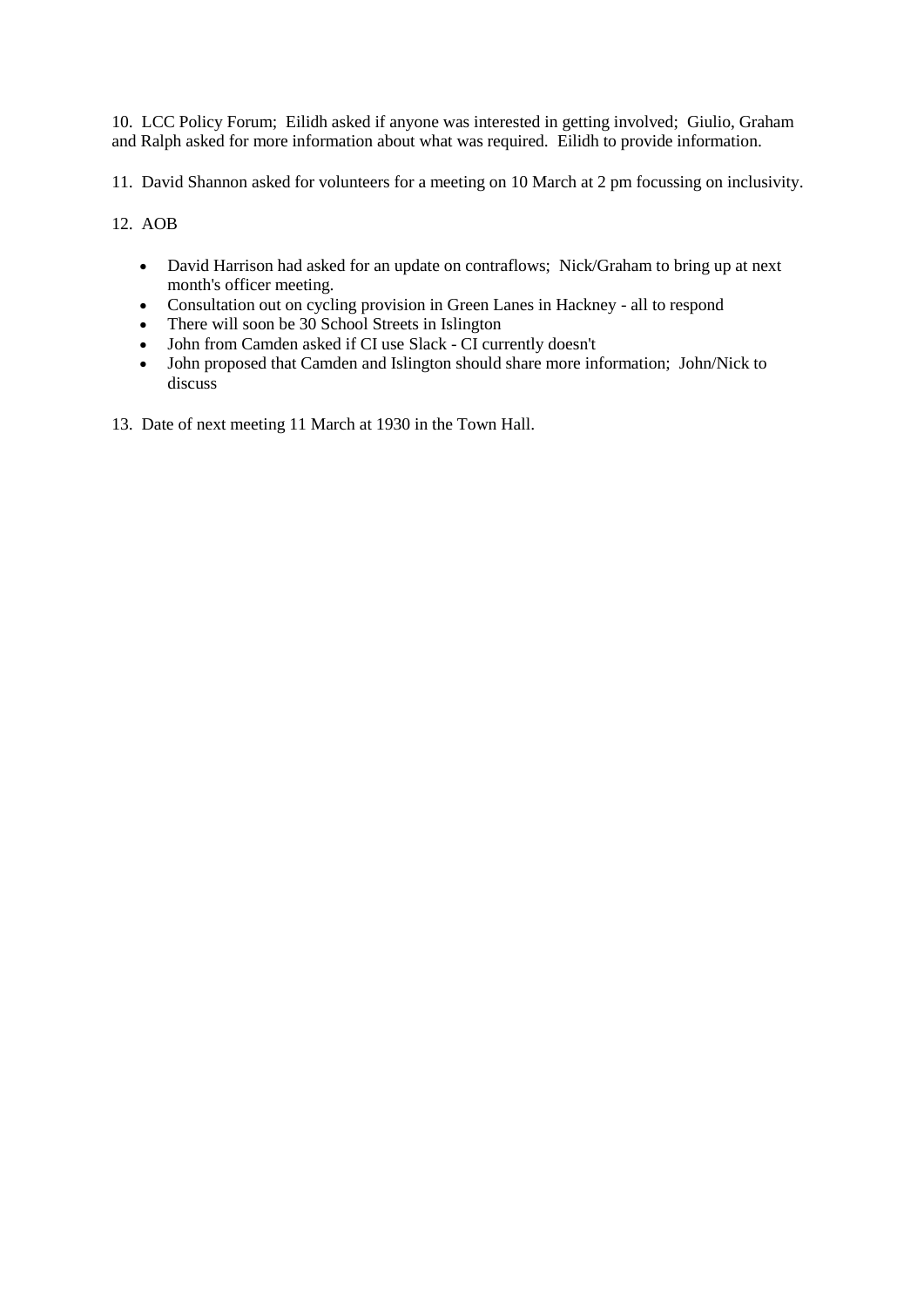10. LCC Policy Forum; Eilidh asked if anyone was interested in getting involved; Giulio, Graham and Ralph asked for more information about what was required. Eilidh to provide information.

11. David Shannon asked for volunteers for a meeting on 10 March at 2 pm focussing on inclusivity.

12. AOB

- David Harrison had asked for an update on contraflows; Nick/Graham to bring up at next month's officer meeting.
- Consultation out on cycling provision in Green Lanes in Hackney - all to respond
- There will soon be 30 School Streets in Islington
- John from Camden asked if CI use Slack - CI currently doesn't
- John proposed that Camden and Islington should share more information; John/Nick to discuss

13. Date of next meeting 11 March at 1930 in the Town Hall.